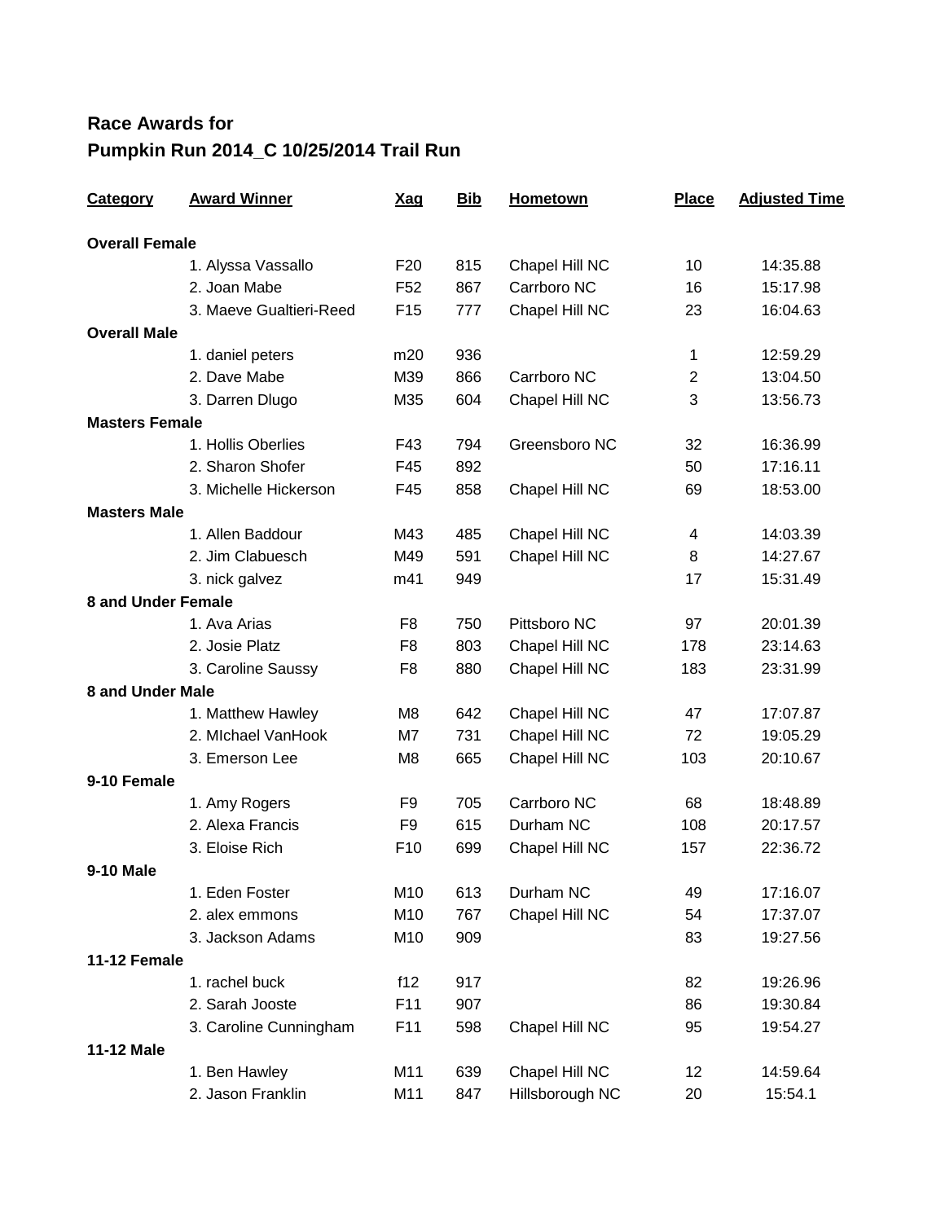## Race Awards for
## Pumpkin Run 2014_C 10/25/2014 Trail Run

| Category | Award Winner | Xag | Bib | Hometown | Place | Adjusted Time |
|---|---|---|---|---|---|---|
| **Overall Female** | | | | | | |
| | 1. Alyssa Vassallo | F20 | 815 | Chapel Hill NC | 10 | 14:35.88 |
| | 2. Joan Mabe | F52 | 867 | Carrboro NC | 16 | 15:17.98 |
| | 3. Maeve Gualtieri-Reed | F15 | 777 | Chapel Hill NC | 23 | 16:04.63 |
| **Overall Male** | | | | | | |
| | 1. daniel peters | m20 | 936 | | 1 | 12:59.29 |
| | 2. Dave Mabe | M39 | 866 | Carrboro NC | 2 | 13:04.50 |
| | 3. Darren Dlugo | M35 | 604 | Chapel Hill NC | 3 | 13:56.73 |
| **Masters Female** | | | | | | |
| | 1. Hollis Oberlies | F43 | 794 | Greensboro NC | 32 | 16:36.99 |
| | 2. Sharon Shofer | F45 | 892 | | 50 | 17:16.11 |
| | 3. Michelle Hickerson | F45 | 858 | Chapel Hill NC | 69 | 18:53.00 |
| **Masters Male** | | | | | | |
| | 1. Allen Baddour | M43 | 485 | Chapel Hill NC | 4 | 14:03.39 |
| | 2. Jim Clabuesch | M49 | 591 | Chapel Hill NC | 8 | 14:27.67 |
| | 3. nick galvez | m41 | 949 | | 17 | 15:31.49 |
| **8 and Under Female** | | | | | | |
| | 1. Ava Arias | F8 | 750 | Pittsboro NC | 97 | 20:01.39 |
| | 2. Josie Platz | F8 | 803 | Chapel Hill NC | 178 | 23:14.63 |
| | 3. Caroline Saussy | F8 | 880 | Chapel Hill NC | 183 | 23:31.99 |
| **8 and Under Male** | | | | | | |
| | 1. Matthew Hawley | M8 | 642 | Chapel Hill NC | 47 | 17:07.87 |
| | 2. MIchael VanHook | M7 | 731 | Chapel Hill NC | 72 | 19:05.29 |
| | 3. Emerson Lee | M8 | 665 | Chapel Hill NC | 103 | 20:10.67 |
| **9-10 Female** | | | | | | |
| | 1. Amy Rogers | F9 | 705 | Carrboro NC | 68 | 18:48.89 |
| | 2. Alexa Francis | F9 | 615 | Durham NC | 108 | 20:17.57 |
| | 3. Eloise Rich | F10 | 699 | Chapel Hill NC | 157 | 22:36.72 |
| **9-10 Male** | | | | | | |
| | 1. Eden Foster | M10 | 613 | Durham NC | 49 | 17:16.07 |
| | 2. alex emmons | M10 | 767 | Chapel Hill NC | 54 | 17:37.07 |
| | 3. Jackson Adams | M10 | 909 | | 83 | 19:27.56 |
| **11-12 Female** | | | | | | |
| | 1. rachel buck | f12 | 917 | | 82 | 19:26.96 |
| | 2. Sarah Jooste | F11 | 907 | | 86 | 19:30.84 |
| | 3. Caroline Cunningham | F11 | 598 | Chapel Hill NC | 95 | 19:54.27 |
| **11-12 Male** | | | | | | |
| | 1. Ben Hawley | M11 | 639 | Chapel Hill NC | 12 | 14:59.64 |
| | 2. Jason Franklin | M11 | 847 | Hillsborough NC | 20 | 15:54.1 |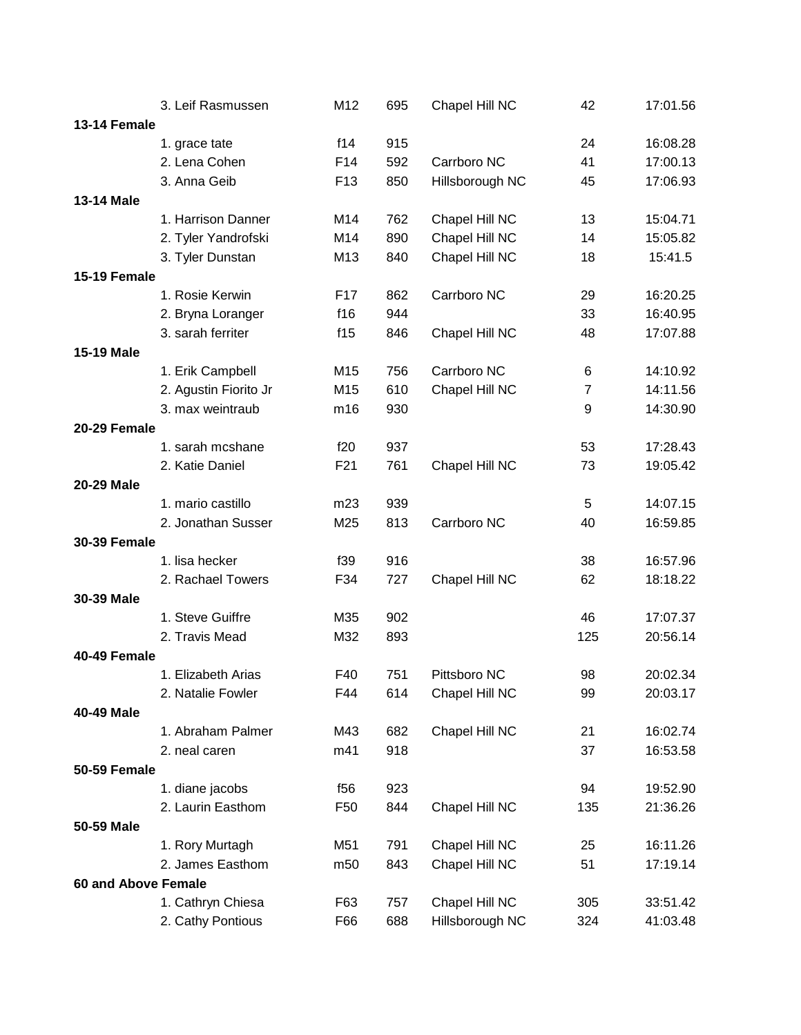| | Name | Age | Bib | Hometown | Place | Time |
|---|---|---|---|---|---|---|
| | 3. Leif Rasmussen | M12 | 695 | Chapel Hill NC | 42 | 17:01.56 |
| **13-14 Female** | | | | | | |
| | 1. grace tate | f14 | 915 | | 24 | 16:08.28 |
| | 2. Lena Cohen | F14 | 592 | Carrboro NC | 41 | 17:00.13 |
| | 3. Anna Geib | F13 | 850 | Hillsborough NC | 45 | 17:06.93 |
| **13-14 Male** | | | | | | |
| | 1. Harrison Danner | M14 | 762 | Chapel Hill NC | 13 | 15:04.71 |
| | 2. Tyler Yandrofski | M14 | 890 | Chapel Hill NC | 14 | 15:05.82 |
| | 3. Tyler Dunstan | M13 | 840 | Chapel Hill NC | 18 | 15:41.5 |
| **15-19 Female** | | | | | | |
| | 1. Rosie Kerwin | F17 | 862 | Carrboro NC | 29 | 16:20.25 |
| | 2. Bryna Loranger | f16 | 944 | | 33 | 16:40.95 |
| | 3. sarah ferriter | f15 | 846 | Chapel Hill NC | 48 | 17:07.88 |
| **15-19 Male** | | | | | | |
| | 1. Erik Campbell | M15 | 756 | Carrboro NC | 6 | 14:10.92 |
| | 2. Agustin Fiorito Jr | M15 | 610 | Chapel Hill NC | 7 | 14:11.56 |
| | 3. max weintraub | m16 | 930 | | 9 | 14:30.90 |
| **20-29 Female** | | | | | | |
| | 1. sarah mcshane | f20 | 937 | | 53 | 17:28.43 |
| | 2. Katie Daniel | F21 | 761 | Chapel Hill NC | 73 | 19:05.42 |
| **20-29 Male** | | | | | | |
| | 1. mario castillo | m23 | 939 | | 5 | 14:07.15 |
| | 2. Jonathan Susser | M25 | 813 | Carrboro NC | 40 | 16:59.85 |
| **30-39 Female** | | | | | | |
| | 1. lisa hecker | f39 | 916 | | 38 | 16:57.96 |
| | 2. Rachael Towers | F34 | 727 | Chapel Hill NC | 62 | 18:18.22 |
| **30-39 Male** | | | | | | |
| | 1. Steve Guiffre | M35 | 902 | | 46 | 17:07.37 |
| | 2. Travis Mead | M32 | 893 | | 125 | 20:56.14 |
| **40-49 Female** | | | | | | |
| | 1. Elizabeth Arias | F40 | 751 | Pittsboro NC | 98 | 20:02.34 |
| | 2. Natalie Fowler | F44 | 614 | Chapel Hill NC | 99 | 20:03.17 |
| **40-49 Male** | | | | | | |
| | 1. Abraham Palmer | M43 | 682 | Chapel Hill NC | 21 | 16:02.74 |
| | 2. neal caren | m41 | 918 | | 37 | 16:53.58 |
| **50-59 Female** | | | | | | |
| | 1. diane jacobs | f56 | 923 | | 94 | 19:52.90 |
| | 2. Laurin Easthom | F50 | 844 | Chapel Hill NC | 135 | 21:36.26 |
| **50-59 Male** | | | | | | |
| | 1. Rory Murtagh | M51 | 791 | Chapel Hill NC | 25 | 16:11.26 |
| | 2. James Easthom | m50 | 843 | Chapel Hill NC | 51 | 17:19.14 |
| **60 and Above Female** | | | | | | |
| | 1. Cathryn Chiesa | F63 | 757 | Chapel Hill NC | 305 | 33:51.42 |
| | 2. Cathy Pontious | F66 | 688 | Hillsborough NC | 324 | 41:03.48 |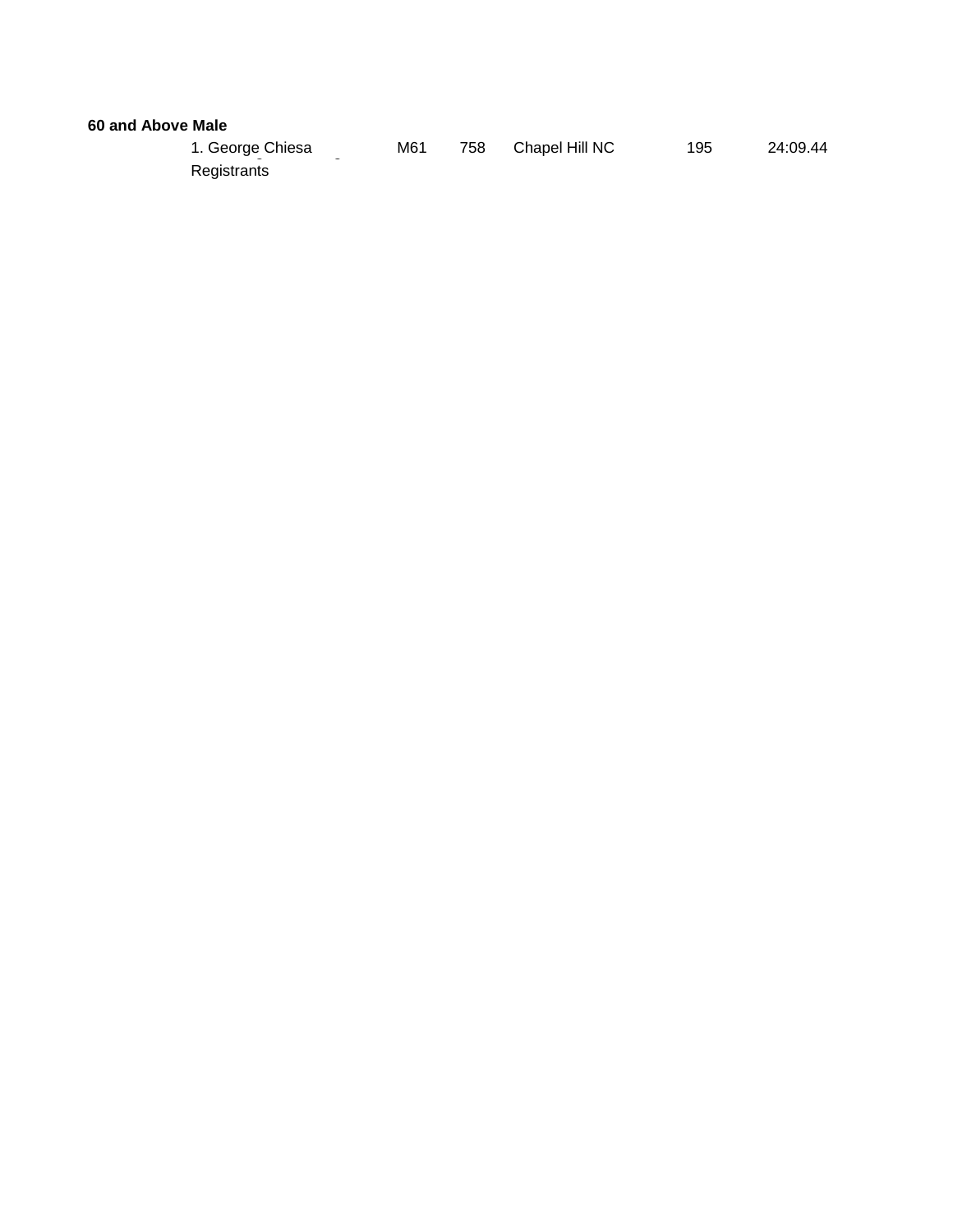**60 and Above Male**

| | | | | | |
|---|---|---|---|---|---|
| 1. George Chiesa | M61 | 758 | Chapel Hill NC | 195 | 24:09.44 |

Registrants